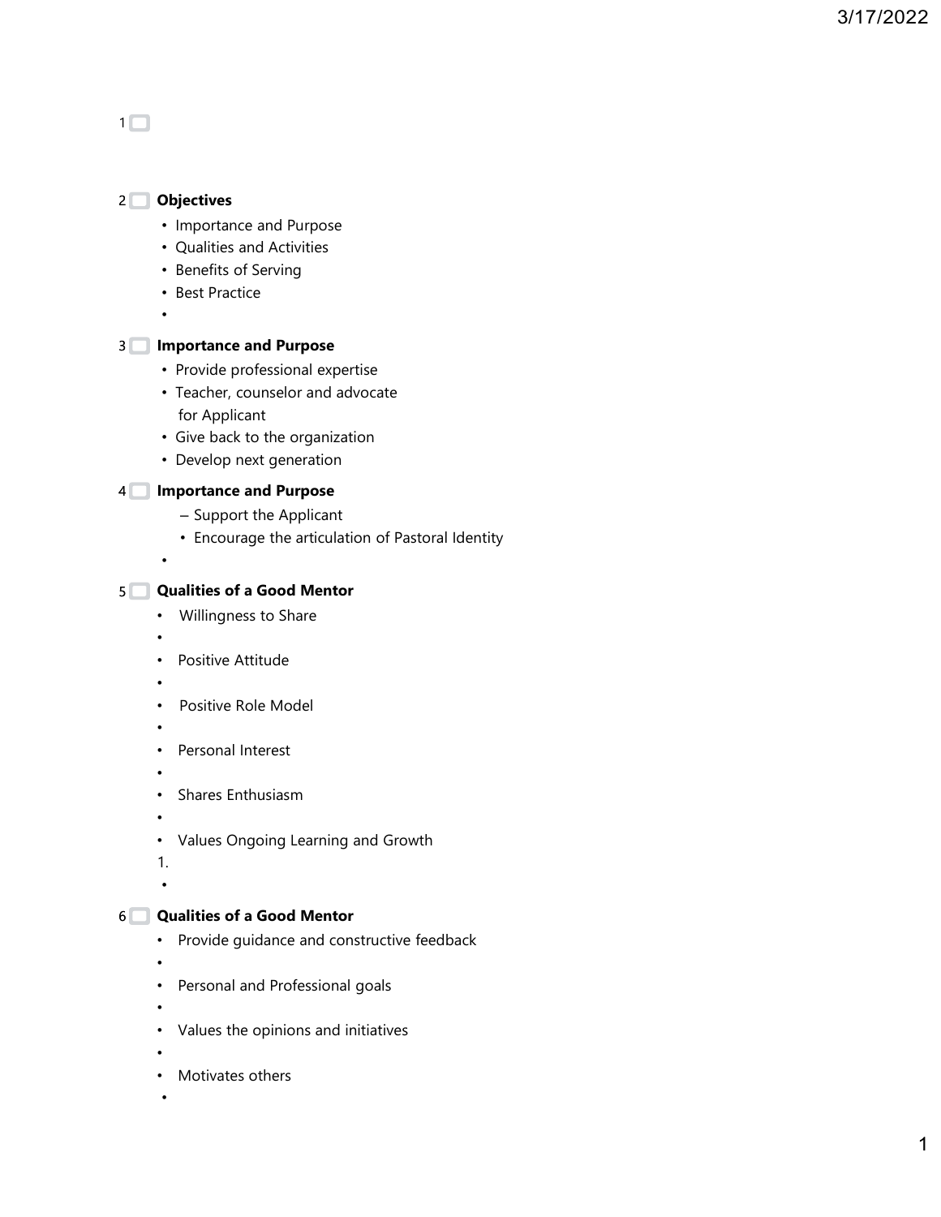## Objectives

- Importance and Purpose
- Qualities and Activities
- Benefits of Serving
- Best Practice

## Importance and Purpose

- Provide professional expertise
- Teacher, counselor and advocate for Applicant
- Give back to the organization
- Develop next generation

## Importance and Purpose

- Support the Applicant
  - Encourage the articulation of Pastoral Identity

## Qualities of a Good Mentor

- Willingness to Share
- Positive Attitude
- Positive Role Model
- Personal Interest
- Shares Enthusiasm
- Values Ongoing Learning and Growth

## Qualities of a Good Mentor

- Provide guidance and constructive feedback
- Personal and Professional goals
- Values the opinions and initiatives
- Motivates others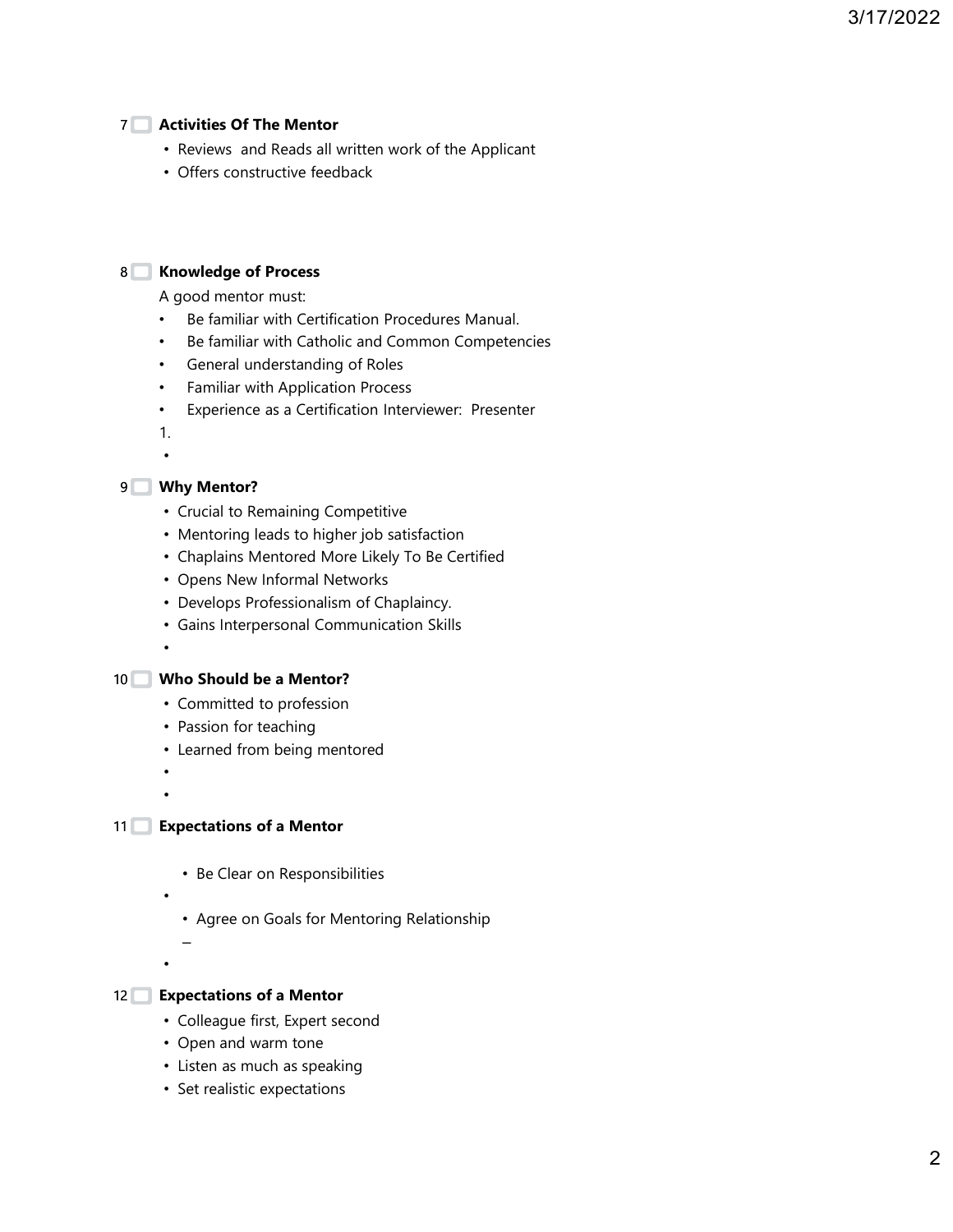## 7 Activities Of The Mentor

- Reviews  and Reads all written work of the Applicant
- Offers constructive feedback

## 8 Knowledge of Process

A good mentor must:

- Be familiar with Certification Procedures Manual.
- Be familiar with Catholic and Common Competencies
- General understanding of Roles
- Familiar with Application Process
- Experience as a Certification Interviewer:  Presenter

1.

## 9 Why Mentor?

- Crucial to Remaining Competitive
- Mentoring leads to higher job satisfaction
- Chaplains Mentored More Likely To Be Certified
- Opens New Informal Networks
- Develops Professionalism of Chaplaincy.
- Gains Interpersonal Communication Skills

## 10 Who Should be a Mentor?

- Committed to profession
- Passion for teaching
- Learned from being mentored

## 11 Expectations of a Mentor

- Be Clear on Responsibilities
- Agree on Goals for Mentoring Relationship

## 12 Expectations of a Mentor

- Colleague first, Expert second
- Open and warm tone
- Listen as much as speaking
- Set realistic expectations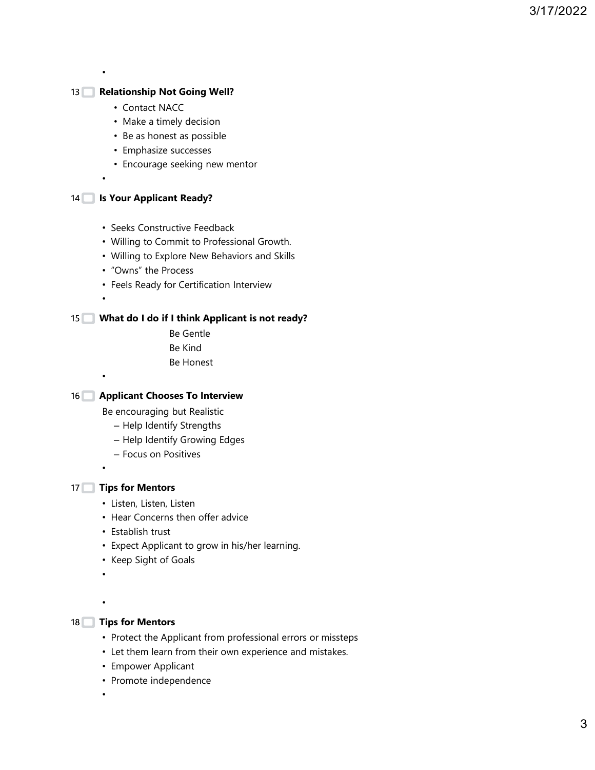## 13 Relationship Not Going Well?

- Contact NACC
- Make a timely decision
- Be as honest as possible
- Emphasize successes
- Encourage seeking new mentor

## 14 Is Your Applicant Ready?

- Seeks Constructive Feedback
- Willing to Commit to Professional Growth.
- Willing to Explore New Behaviors and Skills
- "Owns" the Process
- Feels Ready for Certification Interview

## 15 What do I do if I think Applicant is not ready?

Be Gentle
Be Kind
Be Honest

## 16 Applicant Chooses To Interview

Be encouraging but Realistic

- Help Identify Strengths
- Help Identify Growing Edges
- Focus on Positives

## 17 Tips for Mentors

- Listen, Listen, Listen
- Hear Concerns then offer advice
- Establish trust
- Expect Applicant to grow in his/her learning.
- Keep Sight of Goals

## 18 Tips for Mentors

- Protect the Applicant from professional errors or missteps
- Let them learn from their own experience and mistakes.
- Empower Applicant
- Promote independence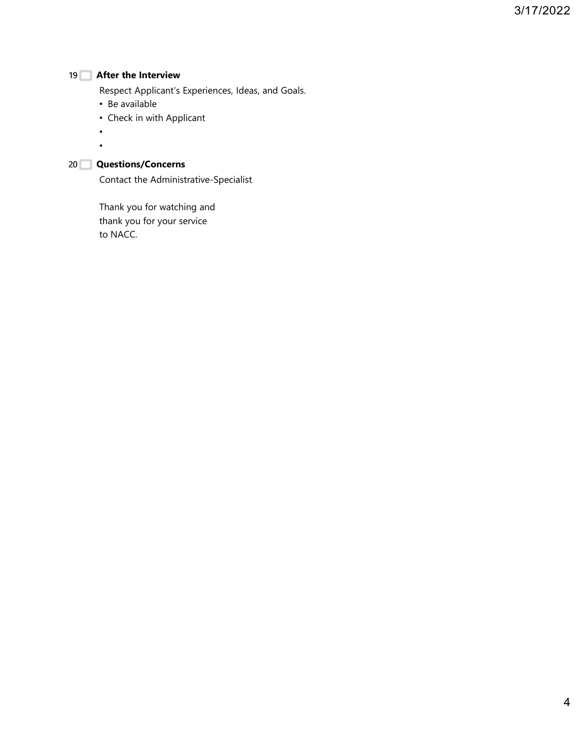19 **After the Interview**

Respect Applicant's Experiences, Ideas, and Goals.

- Be available
- Check in with Applicant
- 
- 

20 **Questions/Concerns**

Contact the Administrative-Specialist

Thank you for watching and
thank you for your service
to NACC.